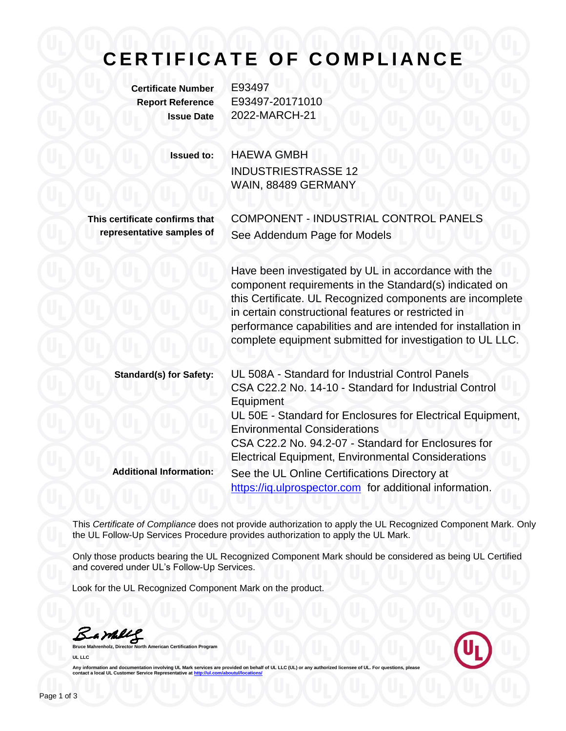# CERTIFICATE OF COMPLIANCE

**Certificate Number** E93497
**Report Reference** E93497-20171010
**Issue Date** 2022-MARCH-21

**Issued to:** HAEWA GMBH
INDUSTRIESTRASSE 12
WAIN, 88489 GERMANY

**This certificate confirms that representative samples of** COMPONENT - INDUSTRIAL CONTROL PANELS
See Addendum Page for Models

Have been investigated by UL in accordance with the component requirements in the Standard(s) indicated on this Certificate. UL Recognized components are incomplete in certain constructional features or restricted in performance capabilities and are intended for installation in complete equipment submitted for investigation to UL LLC.

**Standard(s) for Safety:** UL 508A - Standard for Industrial Control Panels
CSA C22.2 No. 14-10 - Standard for Industrial Control Equipment
UL 50E - Standard for Enclosures for Electrical Equipment, Environmental Considerations
CSA C22.2 No. 94.2-07 - Standard for Enclosures for Electrical Equipment, Environmental Considerations

**Additional Information:** See the UL Online Certifications Directory at https://iq.ulprospector.com for additional information.

This *Certificate of Compliance* does not provide authorization to apply the UL Recognized Component Mark. Only the UL Follow-Up Services Procedure provides authorization to apply the UL Mark.

Only those products bearing the UL Recognized Component Mark should be considered as being UL Certified and covered under UL's Follow-Up Services.

Look for the UL Recognized Component Mark on the product.

**Bruce Mahrenholz, Director North American Certification Program**

**UL LLC**

Any information and documentation involving UL Mark services are provided on behalf of UL LLC (UL) or any authorized licensee of UL. For questions, please contact a local UL Customer Service Representative at http://ul.com/aboutul/locations/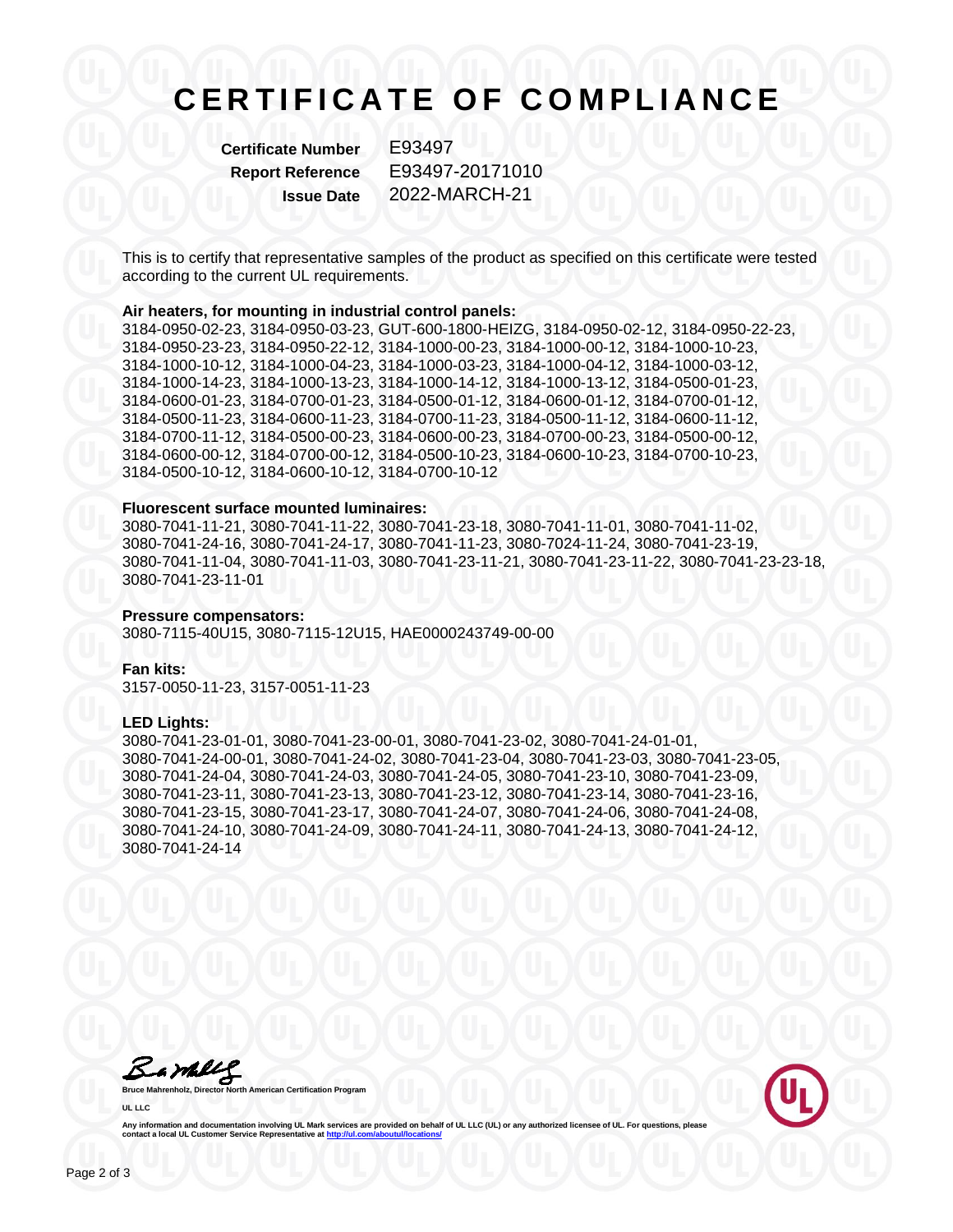# CERTIFICATE OF COMPLIANCE

**Certificate Number** E93497
**Report Reference** E93497-20171010
**Issue Date** 2022-MARCH-21

This is to certify that representative samples of the product as specified on this certificate were tested according to the current UL requirements.

**Air heaters, for mounting in industrial control panels:**
3184-0950-02-23, 3184-0950-03-23, GUT-600-1800-HEIZG, 3184-0950-02-12, 3184-0950-22-23, 3184-0950-23-23, 3184-0950-22-12, 3184-1000-00-23, 3184-1000-00-12, 3184-1000-10-23, 3184-1000-10-12, 3184-1000-04-23, 3184-1000-03-23, 3184-1000-04-12, 3184-1000-03-12, 3184-1000-14-23, 3184-1000-13-23, 3184-1000-14-12, 3184-1000-13-12, 3184-0500-01-23, 3184-0600-01-23, 3184-0700-01-23, 3184-0500-01-12, 3184-0600-01-12, 3184-0700-01-12, 3184-0500-11-23, 3184-0600-11-23, 3184-0700-11-23, 3184-0500-11-12, 3184-0600-11-12, 3184-0700-11-12, 3184-0500-00-23, 3184-0600-00-23, 3184-0700-00-23, 3184-0500-00-12, 3184-0600-00-12, 3184-0700-00-12, 3184-0500-10-23, 3184-0600-10-23, 3184-0700-10-23, 3184-0500-10-12, 3184-0600-10-12, 3184-0700-10-12

**Fluorescent surface mounted luminaires:**
3080-7041-11-21, 3080-7041-11-22, 3080-7041-23-18, 3080-7041-11-01, 3080-7041-11-02, 3080-7041-24-16, 3080-7041-24-17, 3080-7041-11-23, 3080-7024-11-24, 3080-7041-23-19, 3080-7041-11-04, 3080-7041-11-03, 3080-7041-23-11-21, 3080-7041-23-11-22, 3080-7041-23-23-18, 3080-7041-23-11-01

**Pressure compensators:**
3080-7115-40U15, 3080-7115-12U15, HAE0000243749-00-00

**Fan kits:**
3157-0050-11-23, 3157-0051-11-23

**LED Lights:**
3080-7041-23-01-01, 3080-7041-23-00-01, 3080-7041-23-02, 3080-7041-24-01-01, 3080-7041-24-00-01, 3080-7041-24-02, 3080-7041-23-04, 3080-7041-23-03, 3080-7041-23-05, 3080-7041-24-04, 3080-7041-24-03, 3080-7041-24-05, 3080-7041-23-10, 3080-7041-23-09, 3080-7041-23-11, 3080-7041-23-13, 3080-7041-23-12, 3080-7041-23-14, 3080-7041-23-16, 3080-7041-23-15, 3080-7041-23-17, 3080-7041-24-07, 3080-7041-24-06, 3080-7041-24-08, 3080-7041-24-10, 3080-7041-24-09, 3080-7041-24-11, 3080-7041-24-13, 3080-7041-24-12, 3080-7041-24-14

**Bruce Mahrenholz, Director North American Certification Program**

**UL LLC**

Any information and documentation involving UL Mark services are provided on behalf of UL LLC (UL) or any authorized licensee of UL. For questions, please contact a local UL Customer Service Representative at http://ul.com/aboutul/locations/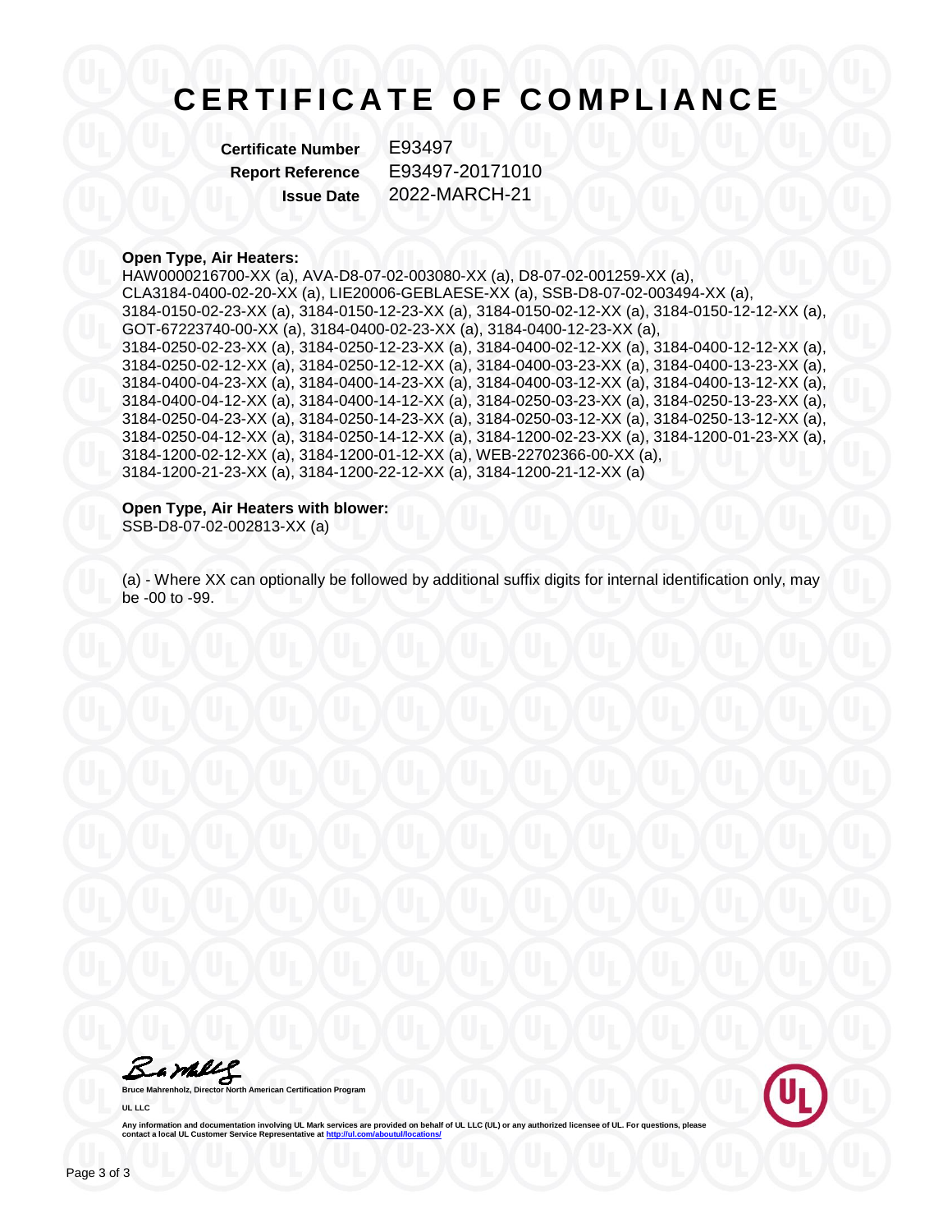# CERTIFICATE OF COMPLIANCE

**Certificate Number** E93497
**Report Reference** E93497-20171010
**Issue Date** 2022-MARCH-21

**Open Type, Air Heaters:**
HAW0000216700-XX (a), AVA-D8-07-02-003080-XX (a), D8-07-02-001259-XX (a), CLA3184-0400-02-20-XX (a), LIE20006-GEBLAESE-XX (a), SSB-D8-07-02-003494-XX (a), 3184-0150-02-23-XX (a), 3184-0150-12-23-XX (a), 3184-0150-02-12-XX (a), 3184-0150-12-12-XX (a), GOT-67223740-00-XX (a), 3184-0400-02-23-XX (a), 3184-0400-12-23-XX (a), 3184-0250-02-23-XX (a), 3184-0250-12-23-XX (a), 3184-0400-02-12-XX (a), 3184-0400-12-12-XX (a), 3184-0250-02-12-XX (a), 3184-0250-12-12-XX (a), 3184-0400-03-23-XX (a), 3184-0400-13-23-XX (a), 3184-0400-04-23-XX (a), 3184-0400-14-23-XX (a), 3184-0400-03-12-XX (a), 3184-0400-13-12-XX (a), 3184-0400-04-12-XX (a), 3184-0400-14-12-XX (a), 3184-0250-03-23-XX (a), 3184-0250-13-23-XX (a), 3184-0250-04-23-XX (a), 3184-0250-14-23-XX (a), 3184-0250-03-12-XX (a), 3184-0250-13-12-XX (a), 3184-0250-04-12-XX (a), 3184-0250-14-12-XX (a), 3184-1200-02-23-XX (a), 3184-1200-01-23-XX (a), 3184-1200-02-12-XX (a), 3184-1200-01-12-XX (a), WEB-22702366-00-XX (a), 3184-1200-21-23-XX (a), 3184-1200-22-12-XX (a), 3184-1200-21-12-XX (a)

**Open Type, Air Heaters with blower:**
SSB-D8-07-02-002813-XX (a)

(a) - Where XX can optionally be followed by additional suffix digits for internal identification only, may be -00 to -99.

**Bruce Mahrenholz, Director North American Certification Program**

**UL LLC**

**Any information and documentation involving UL Mark services are provided on behalf of UL LLC (UL) or any authorized licensee of UL. For questions, please contact a local UL Customer Service Representative at http://ul.com/aboutul/locations/**